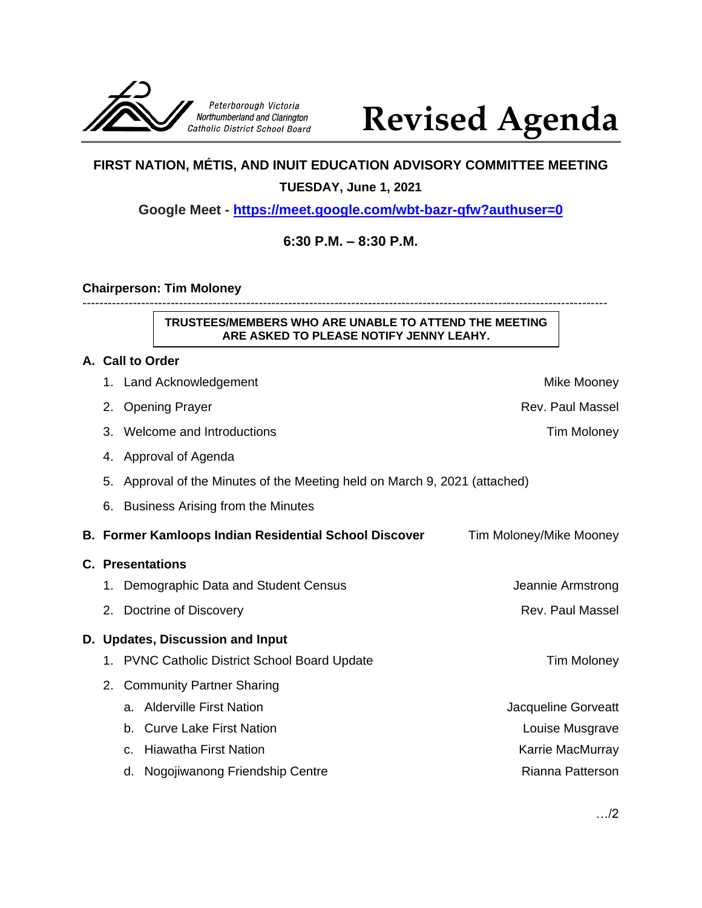Peterborough Victoria Northumberland and Clarington Catholic District School Board

# Revised Agenda

## FIRST NATION, MÉTIS, AND INUIT EDUCATION ADVISORY COMMITTEE MEETING

**TUESDAY, June 1, 2021**

**Google Meet - [https://meet.google.com/wbt-bazr-qfw?authuser=0](https://meet.google.com/wbt-bazr-qfw?authuser=0)**

**6:30 P.M. – 8:30 P.M.**

**Chairperson: Tim Moloney**

---

**TRUSTEES/MEMBERS WHO ARE UNABLE TO ATTEND THE MEETING ARE ASKED TO PLEASE NOTIFY JENNY LEAHY.**

**A. Call to Order**

1. Land Acknowledgement — Mike Mooney
2. Opening Prayer — Rev. Paul Massel
3. Welcome and Introductions — Tim Moloney
4. Approval of Agenda
5. Approval of the Minutes of the Meeting held on March 9, 2021 (attached)
6. Business Arising from the Minutes

**B. Former Kamloops Indian Residential School Discover** — Tim Moloney/Mike Mooney

**C. Presentations**

1. Demographic Data and Student Census — Jeannie Armstrong
2. Doctrine of Discovery — Rev. Paul Massel

**D. Updates, Discussion and Input**

1. PVNC Catholic District School Board Update — Tim Moloney
2. Community Partner Sharing
   a. Alderville First Nation — Jacqueline Gorveatt
   b. Curve Lake First Nation — Louise Musgrave
   c. Hiawatha First Nation — Karrie MacMurray
   d. Nogojiwanong Friendship Centre — Rianna Patterson

…/2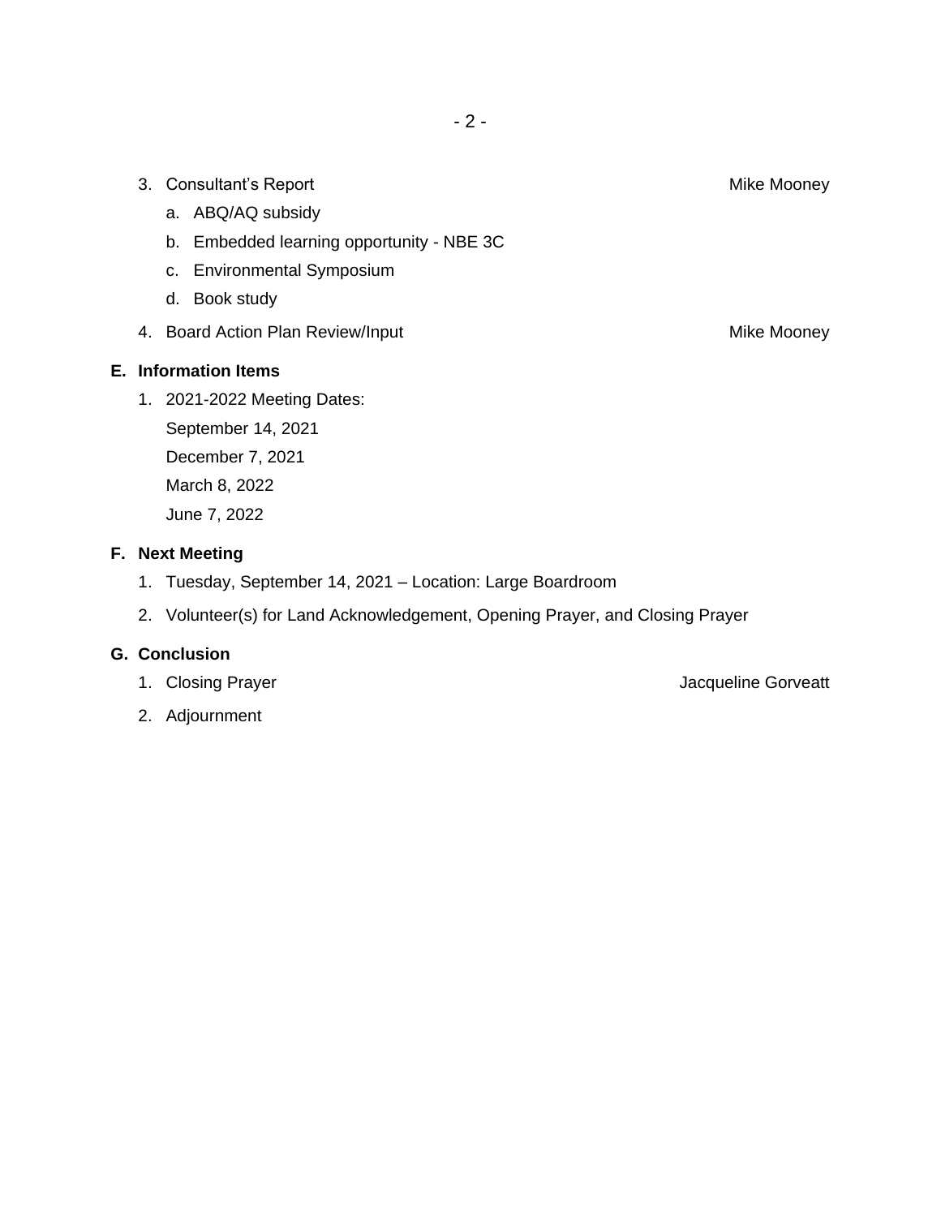3. Consultant's Report — Mike Mooney
    a. ABQ/AQ subsidy
    b. Embedded learning opportunity - NBE 3C
    c. Environmental Symposium
    d. Book study
4. Board Action Plan Review/Input — Mike Mooney

**E. Information Items**

1. 2021-2022 Meeting Dates:
   September 14, 2021
   December 7, 2021
   March 8, 2022
   June 7, 2022

**F. Next Meeting**

1. Tuesday, September 14, 2021 – Location: Large Boardroom
2. Volunteer(s) for Land Acknowledgement, Opening Prayer, and Closing Prayer

**G. Conclusion**

1. Closing Prayer — Jacqueline Gorveatt
2. Adjournment